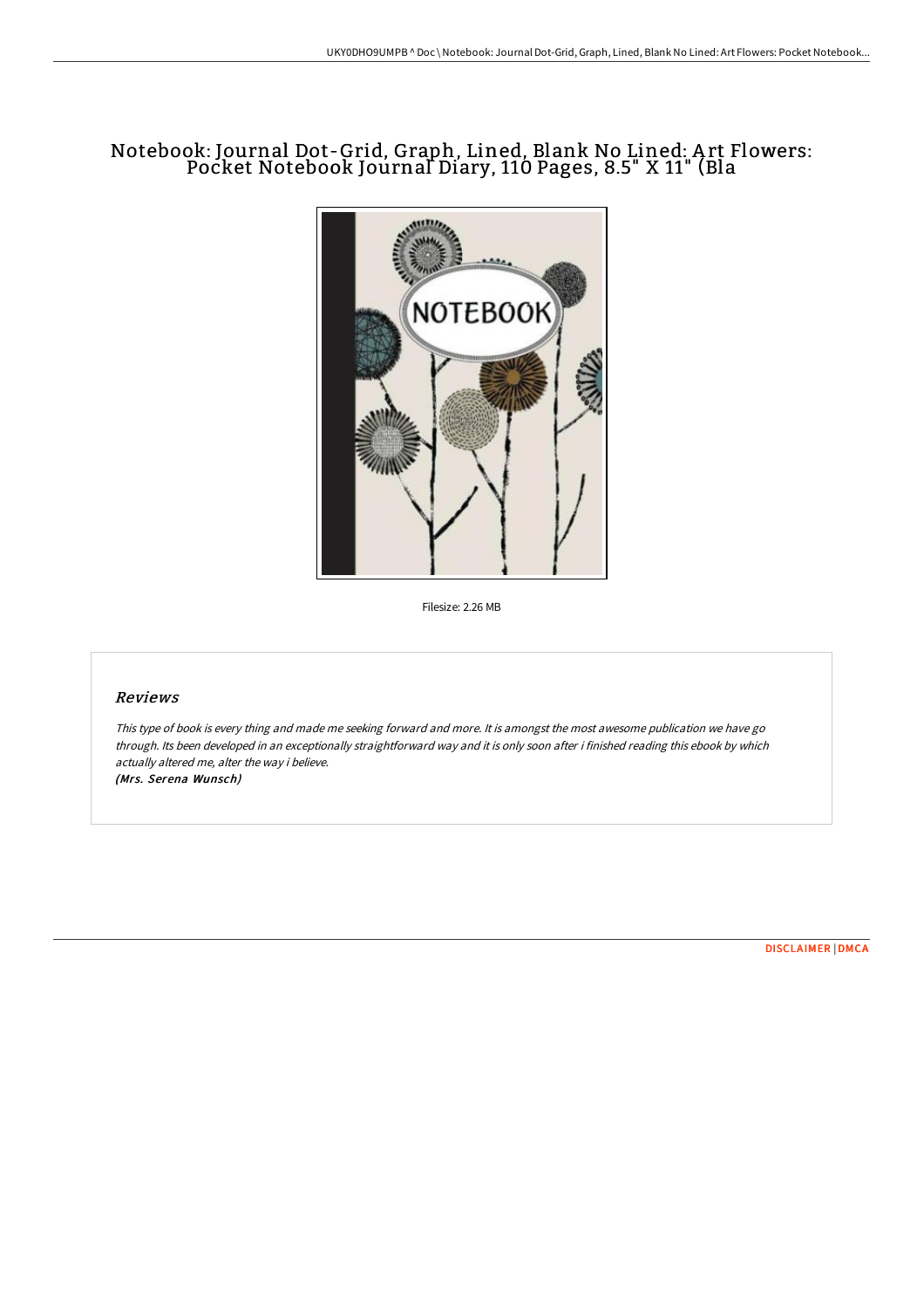# Notebook: Journal Dot-Grid, Graph, Lined, Blank No Lined: Art Flowers: Pocket Notebook Journal Diary, 110 Pages, 8.5" X 11" (Bla

Filesize: 2.26 MB

## Reviews

*This type of book is every thing and made me seeking forward and more. It is amongst the most awesome publication we have go through. Its been developed in an exceptionally straightforward way and it is only soon after i finished reading this ebook by which actually altered me, alter the way i believe.*
***(Mrs. Serena Wunsch)***

DISCLAIMER | DMCA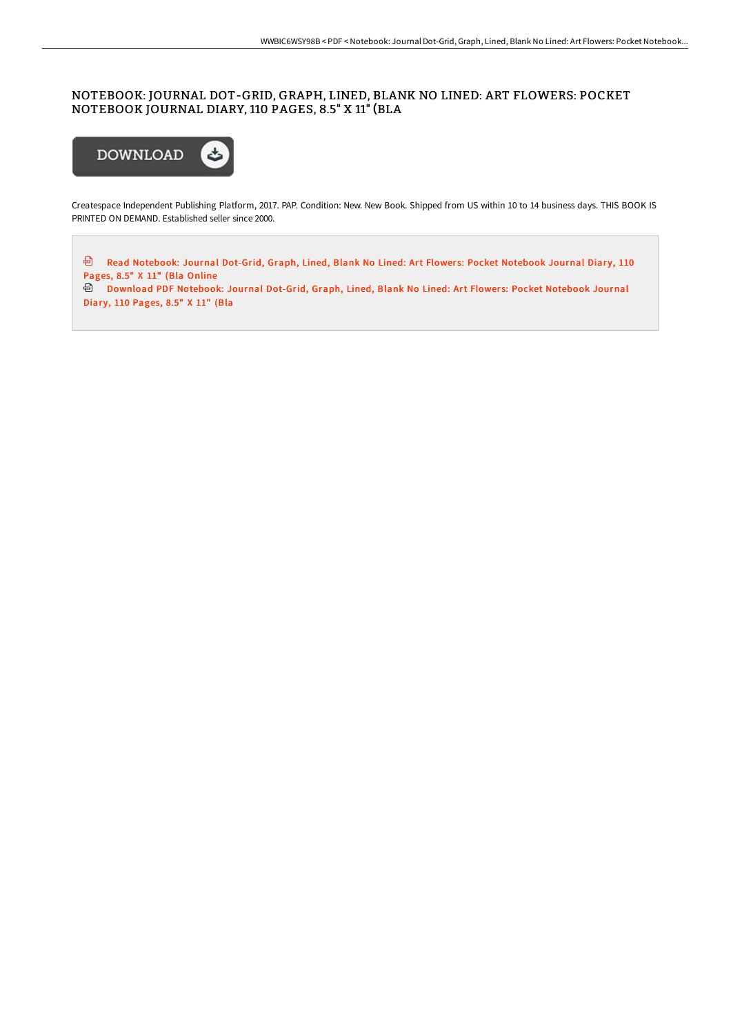# NOTEBOOK: JOURNAL DOT-GRID, GRAPH, LINED, BLANK NO LINED: ART FLOWERS: POCKET NOTEBOOK JOURNAL DIARY, 110 PAGES, 8.5" X 11" (BLA

DOWNLOAD

Createspace Independent Publishing Platform, 2017. PAP. Condition: New. New Book. Shipped from US within 10 to 14 business days. THIS BOOK IS PRINTED ON DEMAND. Established seller since 2000.

Read Notebook: Journal Dot-Grid, Graph, Lined, Blank No Lined: Art Flowers: Pocket Notebook Journal Diary, 110 Pages, 8.5" X 11" (Bla Online

Download PDF Notebook: Journal Dot-Grid, Graph, Lined, Blank No Lined: Art Flowers: Pocket Notebook Journal Diary, 110 Pages, 8.5" X 11" (Bla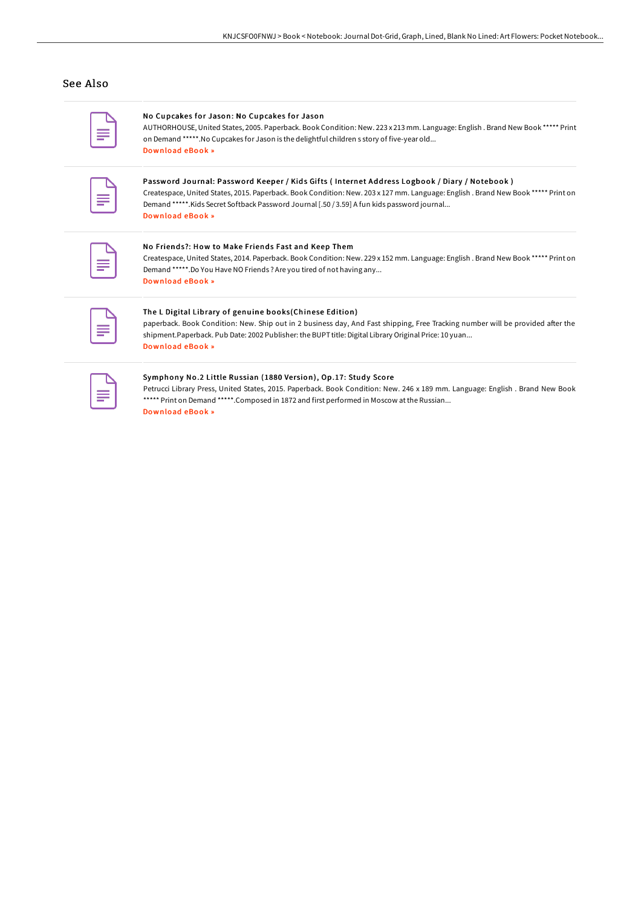## See Also

### No Cupcakes for Jason: No Cupcakes for Jason

AUTHORHOUSE, United States, 2005. Paperback. Book Condition: New. 223 x 213 mm. Language: English . Brand New Book ***** Print on Demand *****.No Cupcakes for Jason is the delightful children s story of five-year old...

Download eBook »

### Password Journal: Password Keeper / Kids Gifts ( Internet Address Logbook / Diary / Notebook )

Createspace, United States, 2015. Paperback. Book Condition: New. 203 x 127 mm. Language: English . Brand New Book ***** Print on Demand *****.Kids Secret Softback Password Journal [.50 / 3.59] A fun kids password journal...

Download eBook »

### No Friends?: How to Make Friends Fast and Keep Them

Createspace, United States, 2014. Paperback. Book Condition: New. 229 x 152 mm. Language: English . Brand New Book ***** Print on Demand *****.Do You Have NO Friends ? Are you tired of not having any...

Download eBook »

### The L Digital Library of genuine books(Chinese Edition)

paperback. Book Condition: New. Ship out in 2 business day, And Fast shipping, Free Tracking number will be provided after the shipment.Paperback. Pub Date: 2002 Publisher: the BUPT title: Digital Library Original Price: 10 yuan...

Download eBook »

### Symphony No.2 Little Russian (1880 Version), Op.17: Study Score

Petrucci Library Press, United States, 2015. Paperback. Book Condition: New. 246 x 189 mm. Language: English . Brand New Book ***** Print on Demand *****.Composed in 1872 and first performed in Moscow at the Russian...

Download eBook »